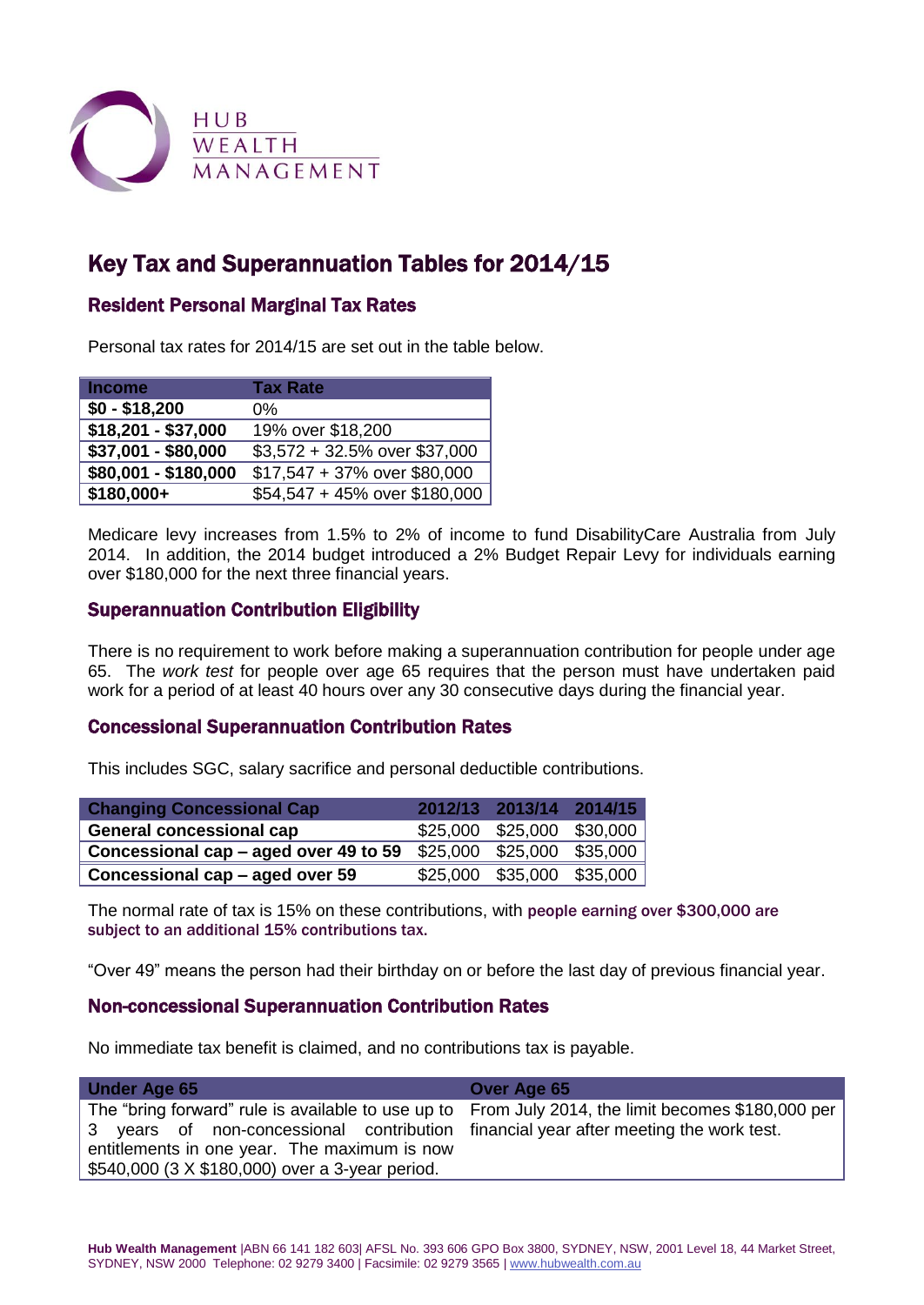HUB WEALTH MANAGEMENT

# Key Tax and Superannuation Tables for 2014/15

## Resident Personal Marginal Tax Rates

Personal tax rates for 2014/15 are set out in the table below.

| Income | Tax Rate |
|---|---|
| **$0 - $18,200** | 0% |
| **$18,201 - $37,000** | 19% over $18,200 |
| **$37,001 - $80,000** | $3,572 + 32.5% over $37,000 |
| **$80,001 - $180,000** | $17,547 + 37% over $80,000 |
| **$180,000+** | $54,547 + 45% over $180,000 |

Medicare levy increases from 1.5% to 2% of income to fund DisabilityCare Australia from July 2014. In addition, the 2014 budget introduced a 2% Budget Repair Levy for individuals earning over $180,000 for the next three financial years.

## Superannuation Contribution Eligibility

There is no requirement to work before making a superannuation contribution for people under age 65. The *work test* for people over age 65 requires that the person must have undertaken paid work for a period of at least 40 hours over any 30 consecutive days during the financial year.

## Concessional Superannuation Contribution Rates

This includes SGC, salary sacrifice and personal deductible contributions.

| Changing Concessional Cap | 2012/13 | 2013/14 | 2014/15 |
|---|---|---|---|
| **General concessional cap** | $25,000 | $25,000 | $30,000 |
| **Concessional cap – aged over 49 to 59** | $25,000 | $25,000 | $35,000 |
| **Concessional cap – aged over 59** | $25,000 | $35,000 | $35,000 |

The normal rate of tax is 15% on these contributions, with **people earning over $300,000 are subject to an additional 15% contributions tax.**

"Over 49" means the person had their birthday on or before the last day of previous financial year.

## Non-concessional Superannuation Contribution Rates

No immediate tax benefit is claimed, and no contributions tax is payable.

| Under Age 65 | Over Age 65 |
|---|---|
| The "bring forward" rule is available to use up to 3 years of non-concessional contribution entitlements in one year. The maximum is now $540,000 (3 X $180,000) over a 3-year period. | From July 2014, the limit becomes $180,000 per financial year after meeting the work test. |

**Hub Wealth Management** |ABN 66 141 182 603| AFSL No. 393 606 GPO Box 3800, SYDNEY, NSW, 2001 Level 18, 44 Market Street, SYDNEY, NSW 2000 Telephone: 02 9279 3400 | Facsimile: 02 9279 3565 | www.hubwealth.com.au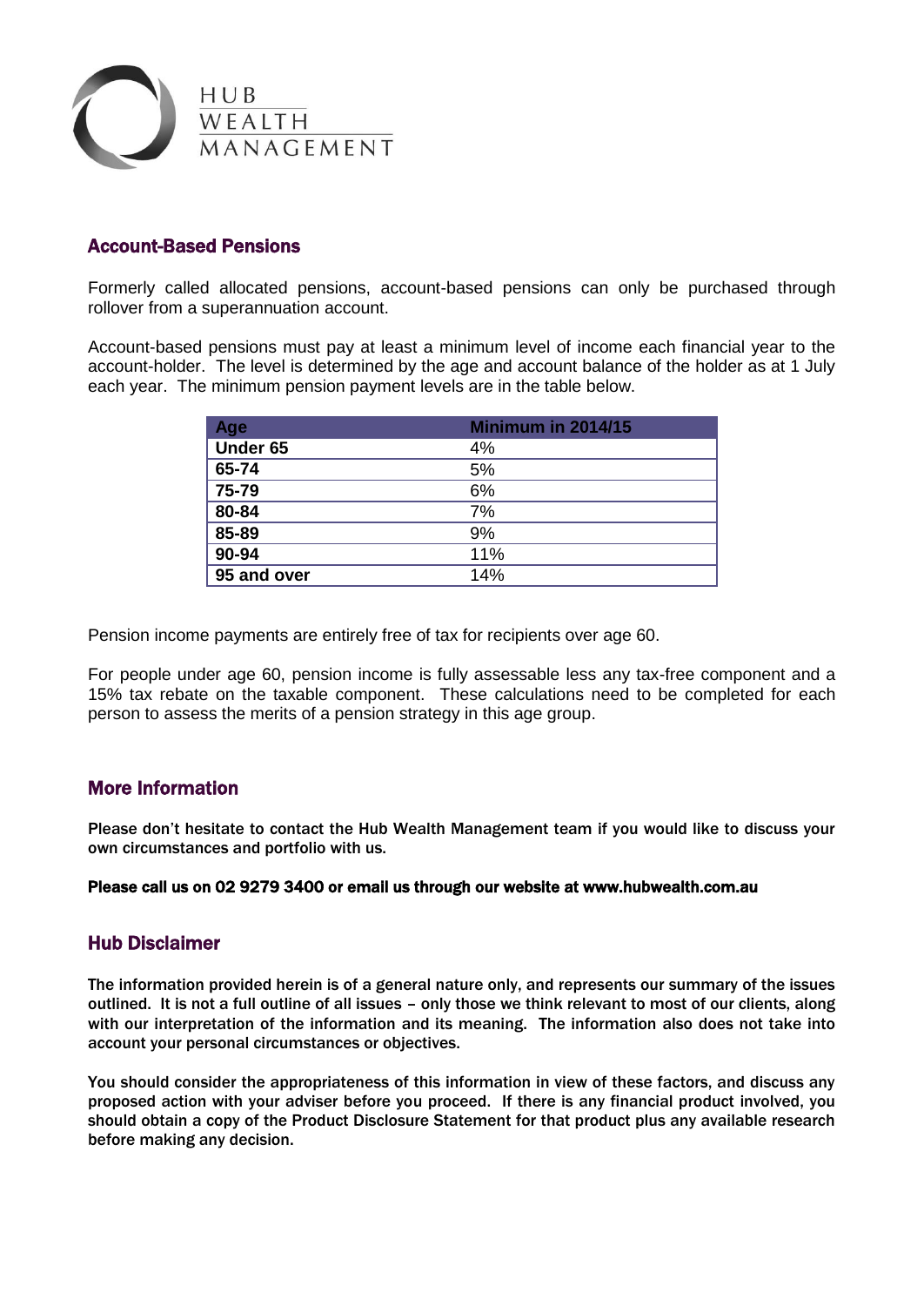HUB WEALTH MANAGEMENT

## Account-Based Pensions

Formerly called allocated pensions, account-based pensions can only be purchased through rollover from a superannuation account.

Account-based pensions must pay at least a minimum level of income each financial year to the account-holder. The level is determined by the age and account balance of the holder as at 1 July each year. The minimum pension payment levels are in the table below.

| Age | Minimum in 2014/15 |
|---|---|
| **Under 65** | 4% |
| **65-74** | 5% |
| **75-79** | 6% |
| **80-84** | 7% |
| **85-89** | 9% |
| **90-94** | 11% |
| **95 and over** | 14% |

Pension income payments are entirely free of tax for recipients over age 60.

For people under age 60, pension income is fully assessable less any tax-free component and a 15% tax rebate on the taxable component. These calculations need to be completed for each person to assess the merits of a pension strategy in this age group.

## More Information

**Please don't hesitate to contact the Hub Wealth Management team if you would like to discuss your own circumstances and portfolio with us.**

**Please call us on 02 9279 3400 or email us through our website at www.hubwealth.com.au**

## Hub Disclaimer

**The information provided herein is of a general nature only, and represents our summary of the issues outlined. It is not a full outline of all issues – only those we think relevant to most of our clients, along with our interpretation of the information and its meaning. The information also does not take into account your personal circumstances or objectives.**

**You should consider the appropriateness of this information in view of these factors, and discuss any proposed action with your adviser before you proceed. If there is any financial product involved, you should obtain a copy of the Product Disclosure Statement for that product plus any available research before making any decision.**